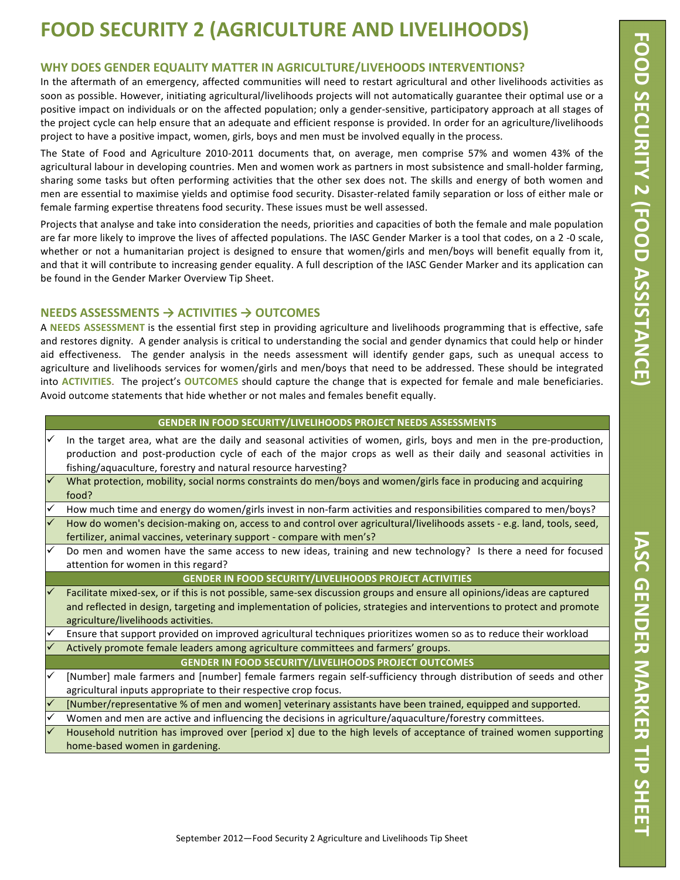# FOOD SECURITY 2 (AGRICULTURE AND LIVELIHOODS)

## WHY DOES GENDER EQUALITY MATTER IN AGRICULTURE/LIVEHOODS INTERVENTIONS?

In the aftermath of an emergency, affected communities will need to restart agricultural and other livelihoods activities as soon as possible. However, initiating agricultural/livelihoods projects will not automatically guarantee their optimal use or a positive impact on individuals or on the affected population; only a gender-sensitive, participatory approach at all stages of the project cycle can help ensure that an adequate and efficient response is provided. In order for an agriculture/livelihoods project to have a positive impact, women, girls, boys and men must be involved equally in the process.

The State of Food and Agriculture 2010-2011 documents that, on average, men comprise 57% and women 43% of the agricultural labour in developing countries. Men and women work as partners in most subsistence and small-holder farming, sharing some tasks but often performing activities that the other sex does not. The skills and energy of both women and men are essential to maximise yields and optimise food security. Disaster-related family separation or loss of either male or female farming expertise threatens food security. These issues must be well assessed.

Projects that analyse and take into consideration the needs, priorities and capacities of both the female and male population are far more likely to improve the lives of affected populations. The IASC Gender Marker is a tool that codes, on a 2 -0 scale, whether or not a humanitarian project is designed to ensure that women/girls and men/boys will benefit equally from it, and that it will contribute to increasing gender equality. A full description of the IASC Gender Marker and its application can be found in the Gender Marker Overview Tip Sheet.

## NEEDS ASSESSMENTS → ACTIVITIES → OUTCOMES

A **NEEDS ASSESSMENT** is the essential first step in providing agriculture and livelihoods programming that is effective, safe and restores dignity. A gender analysis is critical to understanding the social and gender dynamics that could help or hinder aid effectiveness. The gender analysis in the needs assessment will identify gender gaps, such as unequal access to agriculture and livelihoods services for women/girls and men/boys that need to be addressed. These should be integrated into **ACTIVITIES**. The project's **OUTCOMES** should capture the change that is expected for female and male beneficiaries. Avoid outcome statements that hide whether or not males and females benefit equally.

| GENDER IN FOOD SECURITY/LIVELIHOODS PROJECT NEEDS ASSESSMENTS |
|---|
| ✓ In the target area, what are the daily and seasonal activities of women, girls, boys and men in the pre-production, production and post-production cycle of each of the major crops as well as their daily and seasonal activities in fishing/aquaculture, forestry and natural resource harvesting? |
| ✓ What protection, mobility, social norms constraints do men/boys and women/girls face in producing and acquiring food? |
| ✓ How much time and energy do women/girls invest in non-farm activities and responsibilities compared to men/boys? |
| ✓ How do women's decision-making on, access to and control over agricultural/livelihoods assets - e.g. land, tools, seed, fertilizer, animal vaccines, veterinary support - compare with men's? |
| ✓ Do men and women have the same access to new ideas, training and new technology? Is there a need for focused attention for women in this regard? |
| **GENDER IN FOOD SECURITY/LIVELIHOODS PROJECT ACTIVITIES** |
| ✓ Facilitate mixed-sex, or if this is not possible, same-sex discussion groups and ensure all opinions/ideas are captured and reflected in design, targeting and implementation of policies, strategies and interventions to protect and promote agriculture/livelihoods activities. |
| ✓ Ensure that support provided on improved agricultural techniques prioritizes women so as to reduce their workload |
| ✓ Actively promote female leaders among agriculture committees and farmers' groups. |
| **GENDER IN FOOD SECURITY/LIVELIHOODS PROJECT OUTCOMES** |
| ✓ [Number] male farmers and [number] female farmers regain self-sufficiency through distribution of seeds and other agricultural inputs appropriate to their respective crop focus. |
| ✓ [Number/representative % of men and women] veterinary assistants have been trained, equipped and supported. |
| ✓ Women and men are active and influencing the decisions in agriculture/aquaculture/forestry committees. |
| ✓ Household nutrition has improved over [period x] due to the high levels of acceptance of trained women supporting home-based women in gardening. |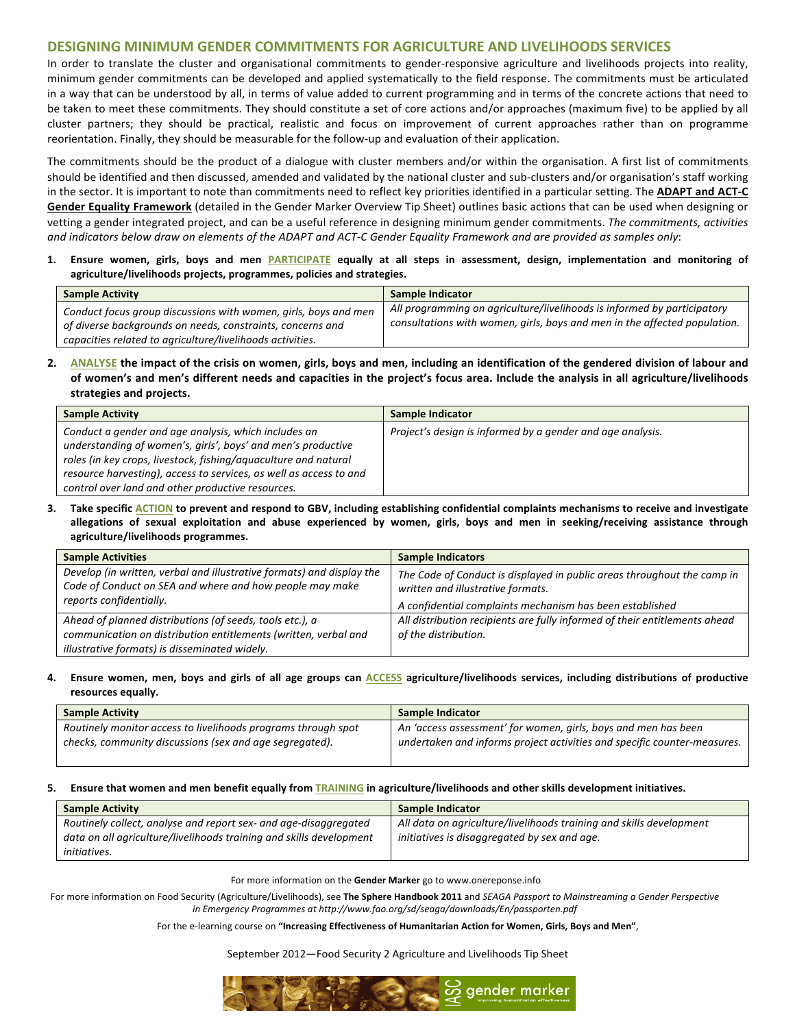## DESIGNING MINIMUM GENDER COMMITMENTS FOR AGRICULTURE AND LIVELIHOODS SERVICES

In order to translate the cluster and organisational commitments to gender-responsive agriculture and livelihoods projects into reality, minimum gender commitments can be developed and applied systematically to the field response. The commitments must be articulated in a way that can be understood by all, in terms of value added to current programming and in terms of the concrete actions that need to be taken to meet these commitments. They should constitute a set of core actions and/or approaches (maximum five) to be applied by all cluster partners; they should be practical, realistic and focus on improvement of current approaches rather than on programme reorientation. Finally, they should be measurable for the follow-up and evaluation of their application.

The commitments should be the product of a dialogue with cluster members and/or within the organisation. A first list of commitments should be identified and then discussed, amended and validated by the national cluster and sub-clusters and/or organisation's staff working in the sector. It is important to note than commitments need to reflect key priorities identified in a particular setting. The **ADAPT and ACT-C Gender Equality Framework** (detailed in the Gender Marker Overview Tip Sheet) outlines basic actions that can be used when designing or vetting a gender integrated project, and can be a useful reference in designing minimum gender commitments. *The commitments, activities and indicators below draw on elements of the ADAPT and ACT-C Gender Equality Framework and are provided as samples only*:

1. **Ensure women, girls, boys and men PARTICIPATE equally at all steps in assessment, design, implementation and monitoring of agriculture/livelihoods projects, programmes, policies and strategies.**

| Sample Activity | Sample Indicator |
|---|---|
| *Conduct focus group discussions with women, girls, boys and men of diverse backgrounds on needs, constraints, concerns and capacities related to agriculture/livelihoods activities.* | *All programming on agriculture/livelihoods is informed by participatory consultations with women, girls, boys and men in the affected population.* |

2. **ANALYSE the impact of the crisis on women, girls, boys and men, including an identification of the gendered division of labour and of women's and men's different needs and capacities in the project's focus area. Include the analysis in all agriculture/livelihoods strategies and projects.**

| Sample Activity | Sample Indicator |
|---|---|
| *Conduct a gender and age analysis, which includes an understanding of women's, girls', boys' and men's productive roles (in key crops, livestock, fishing/aquaculture and natural resource harvesting), access to services, as well as access to and control over land and other productive resources.* | *Project's design is informed by a gender and age analysis.* |

3. **Take specific ACTION to prevent and respond to GBV, including establishing confidential complaints mechanisms to receive and investigate allegations of sexual exploitation and abuse experienced by women, girls, boys and men in seeking/receiving assistance through agriculture/livelihoods programmes.**

| Sample Activities | Sample Indicators |
|---|---|
| *Develop (in written, verbal and illustrative formats) and display the Code of Conduct on SEA and where and how people may make reports confidentially.* | *The Code of Conduct is displayed in public areas throughout the camp in written and illustrative formats.* <br> *A confidential complaints mechanism has been established* |
| *Ahead of planned distributions (of seeds, tools etc.), a communication on distribution entitlements (written, verbal and illustrative formats) is disseminated widely.* | *All distribution recipients are fully informed of their entitlements ahead of the distribution.* |

4. **Ensure women, men, boys and girls of all age groups can ACCESS agriculture/livelihoods services, including distributions of productive resources equally.**

| Sample Activity | Sample Indicator |
|---|---|
| *Routinely monitor access to livelihoods programs through spot checks, community discussions (sex and age segregated).* | *An 'access assessment' for women, girls, boys and men has been undertaken and informs project activities and specific counter-measures.* |

5. **Ensure that women and men benefit equally from TRAINING in agriculture/livelihoods and other skills development initiatives.**

| Sample Activity | Sample Indicator |
|---|---|
| *Routinely collect, analyse and report sex- and age-disaggregated data on all agriculture/livelihoods training and skills development initiatives.* | *All data on agriculture/livelihoods training and skills development initiatives is disaggregated by sex and age.* |

For more information on the **Gender Marker** go to www.onereponse.info

For more information on Food Security (Agriculture/Livelihoods), see **The Sphere Handbook 2011** and *SEAGA Passport to Mainstreaming a Gender Perspective in Emergency Programmes at http://www.fao.org/sd/seaga/downloads/En/passporten.pdf*

For the e-learning course on **"Increasing Effectiveness of Humanitarian Action for Women, Girls, Boys and Men"**,

September 2012—Food Security 2 Agriculture and Livelihoods Tip Sheet

IASC gender marker
improving humanitarian effectiveness